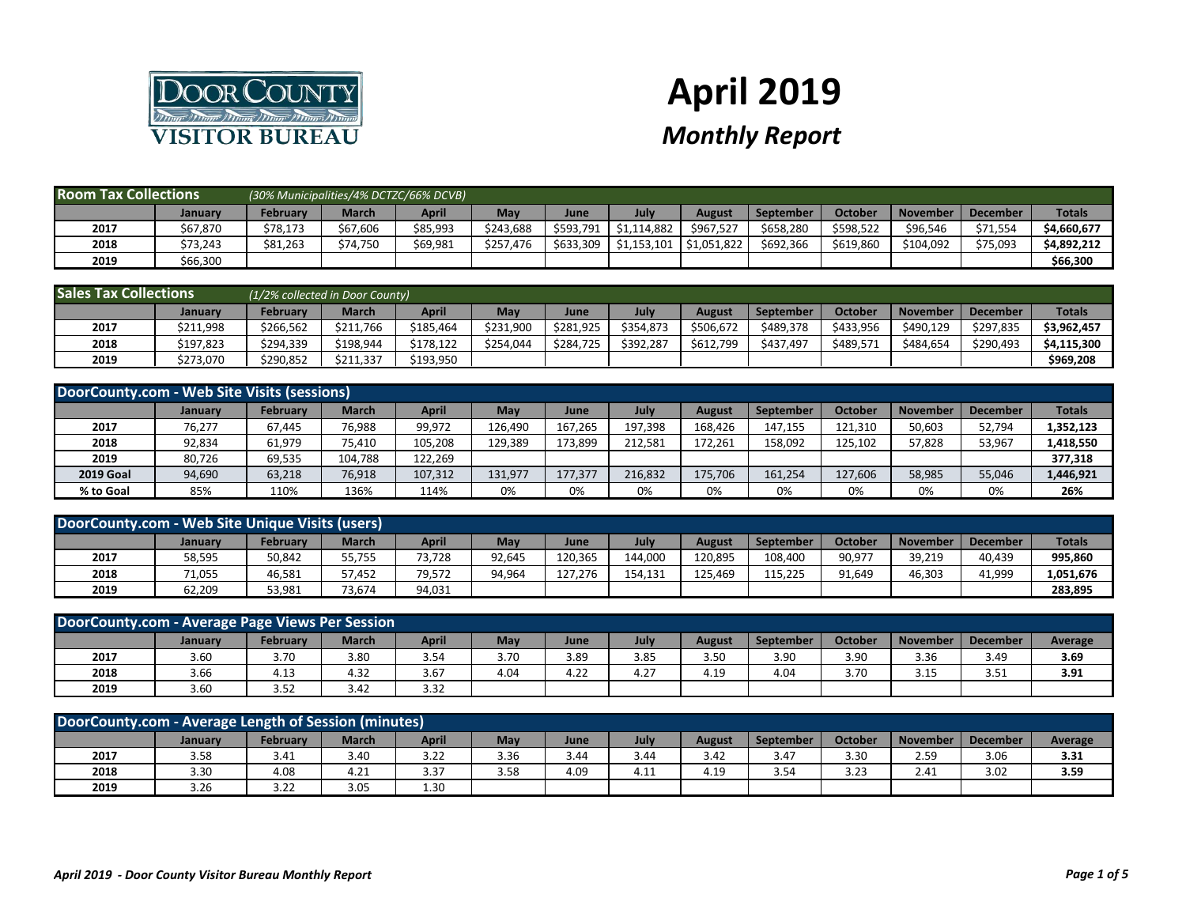# April 2019

## *Monthly Report*

**Room Tax Collections** *(30% Municipalities/4% DCTZC/66% DCVB)*

| | January | February | March | April | May | June | July | August | September | October | November | December | Totals |
|---|---|---|---|---|---|---|---|---|---|---|---|---|---|
| 2017 | $67,870 | $78,173 | $67,606 | $85,993 | $243,688 | $593,791 | $1,114,882 | $967,527 | $658,280 | $598,522 | $96,546 | $71,554 | **$4,660,677** |
| 2018 | $73,243 | $81,263 | $74,750 | $69,981 | $257,476 | $633,309 | $1,153,101 | $1,051,822 | $692,366 | $619,860 | $104,092 | $75,093 | **$4,892,212** |
| 2019 | $66,300 | | | | | | | | | | | | **$66,300** |

**Sales Tax Collections** *(1/2% collected in Door County)*

| | January | February | March | April | May | June | July | August | September | October | November | December | Totals |
|---|---|---|---|---|---|---|---|---|---|---|---|---|---|
| 2017 | $211,998 | $266,562 | $211,766 | $185,464 | $231,900 | $281,925 | $354,873 | $506,672 | $489,378 | $433,956 | $490,129 | $297,835 | **$3,962,457** |
| 2018 | $197,823 | $294,339 | $198,944 | $178,122 | $254,044 | $284,725 | $392,287 | $612,799 | $437,497 | $489,571 | $484,654 | $290,493 | **$4,115,300** |
| 2019 | $273,070 | $290,852 | $211,337 | $193,950 | | | | | | | | | **$969,208** |

**DoorCounty.com - Web Site Visits (sessions)**

| | January | February | March | April | May | June | July | August | September | October | November | December | Totals |
|---|---|---|---|---|---|---|---|---|---|---|---|---|---|
| 2017 | 76,277 | 67,445 | 76,988 | 99,972 | 126,490 | 167,265 | 197,398 | 168,426 | 147,155 | 121,310 | 50,603 | 52,794 | **1,352,123** |
| 2018 | 92,834 | 61,979 | 75,410 | 105,208 | 129,389 | 173,899 | 212,581 | 172,261 | 158,092 | 125,102 | 57,828 | 53,967 | **1,418,550** |
| 2019 | 80,726 | 69,535 | 104,788 | 122,269 | | | | | | | | | **377,318** |
| **2019 Goal** | 94,690 | 63,218 | 76,918 | 107,312 | 131,977 | 177,377 | 216,832 | 175,706 | 161,254 | 127,606 | 58,985 | 55,046 | **1,446,921** |
| **% to Goal** | 85% | 110% | 136% | 114% | 0% | 0% | 0% | 0% | 0% | 0% | 0% | 0% | **26%** |

**DoorCounty.com - Web Site Unique Visits (users)**

| | January | February | March | April | May | June | July | August | September | October | November | December | Totals |
|---|---|---|---|---|---|---|---|---|---|---|---|---|---|
| 2017 | 58,595 | 50,842 | 55,755 | 73,728 | 92,645 | 120,365 | 144,000 | 120,895 | 108,400 | 90,977 | 39,219 | 40,439 | **995,860** |
| 2018 | 71,055 | 46,581 | 57,452 | 79,572 | 94,964 | 127,276 | 154,131 | 125,469 | 115,225 | 91,649 | 46,303 | 41,999 | **1,051,676** |
| 2019 | 62,209 | 53,981 | 73,674 | 94,031 | | | | | | | | | **283,895** |

**DoorCounty.com - Average Page Views Per Session**

| | January | February | March | April | May | June | July | August | September | October | November | December | Average |
|---|---|---|---|---|---|---|---|---|---|---|---|---|---|
| 2017 | 3.60 | 3.70 | 3.80 | 3.54 | 3.70 | 3.89 | 3.85 | 3.50 | 3.90 | 3.90 | 3.36 | 3.49 | **3.69** |
| 2018 | 3.66 | 4.13 | 4.32 | 3.67 | 4.04 | 4.22 | 4.27 | 4.19 | 4.04 | 3.70 | 3.15 | 3.51 | **3.91** |
| 2019 | 3.60 | 3.52 | 3.42 | 3.32 | | | | | | | | | |

**DoorCounty.com - Average Length of Session (minutes)**

| | January | February | March | April | May | June | July | August | September | October | November | December | Average |
|---|---|---|---|---|---|---|---|---|---|---|---|---|---|
| 2017 | 3.58 | 3.41 | 3.40 | 3.22 | 3.36 | 3.44 | 3.44 | 3.42 | 3.47 | 3.30 | 2.59 | 3.06 | **3.31** |
| 2018 | 3.30 | 4.08 | 4.21 | 3.37 | 3.58 | 4.09 | 4.11 | 4.19 | 3.54 | 3.23 | 2.41 | 3.02 | **3.59** |
| 2019 | 3.26 | 3.22 | 3.05 | 1.30 | | | | | | | | | |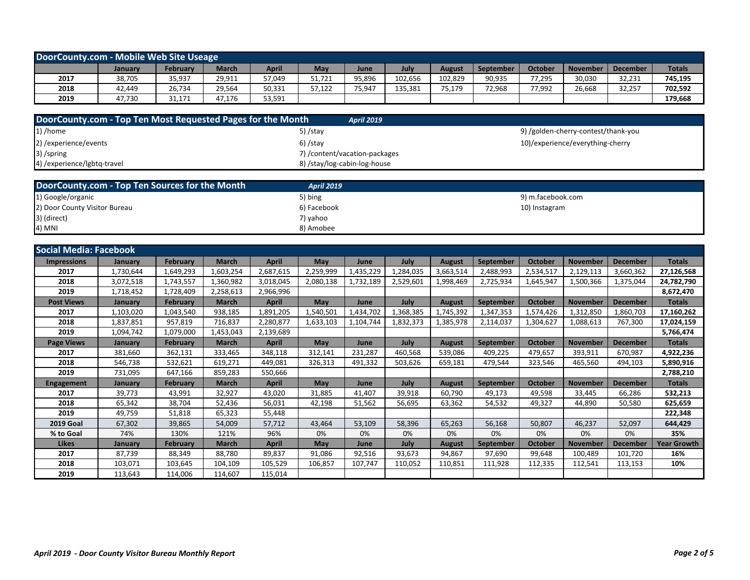## DoorCounty.com - Mobile Web Site Useage

| | January | February | March | April | May | June | July | August | September | October | November | December | Totals |
|---|---|---|---|---|---|---|---|---|---|---|---|---|---|
| 2017 | 38,705 | 35,937 | 29,911 | 57,049 | 51,721 | 95,896 | 102,656 | 102,829 | 90,935 | 77,295 | 30,030 | 32,231 | 745,195 |
| 2018 | 42,449 | 26,734 | 29,564 | 50,331 | 57,122 | 75,947 | 135,381 | 75,179 | 72,968 | 77,992 | 26,668 | 32,257 | 702,592 |
| 2019 | 47,730 | 31,171 | 47,176 | 53,591 | | | | | | | | | 179,668 |

## DoorCounty.com - Top Ten Most Requested Pages for the Month *April 2019*

1) /home
2) /experience/events
3) /spring
4) /experience/lgbtq-travel
5) /stay
6) /stay
7) /content/vacation-packages
8) /stay/log-cabin-log-house
9) /golden-cherry-contest/thank-you
10) /experience/everything-cherry

## DoorCounty.com - Top Ten Sources for the Month *April 2019*

1) Google/organic
2) Door County Visitor Bureau
3) (direct)
4) MNI
5) bing
6) Facebook
7) yahoo
8) Amobee
9) m.facebook.com
10) Instagram

## Social Media: Facebook

| Impressions | January | February | March | April | May | June | July | August | September | October | November | December | Totals |
|---|---|---|---|---|---|---|---|---|---|---|---|---|---|
| 2017 | 1,730,644 | 1,649,293 | 1,603,254 | 2,687,615 | 2,259,999 | 1,435,229 | 1,284,035 | 3,663,514 | 2,488,993 | 2,534,517 | 2,129,113 | 3,660,362 | 27,126,568 |
| 2018 | 3,072,518 | 1,743,557 | 1,360,982 | 3,018,045 | 2,080,138 | 1,732,189 | 2,529,601 | 1,998,469 | 2,725,934 | 1,645,947 | 1,500,366 | 1,375,044 | 24,782,790 |
| 2019 | 1,718,452 | 1,728,409 | 2,258,613 | 2,966,996 | | | | | | | | | 8,672,470 |
| **Post Views** | **January** | **February** | **March** | **April** | **May** | **June** | **July** | **August** | **September** | **October** | **November** | **December** | **Totals** |
| 2017 | 1,103,020 | 1,043,540 | 938,185 | 1,891,205 | 1,540,501 | 1,434,702 | 1,368,385 | 1,745,392 | 1,347,353 | 1,574,426 | 1,312,850 | 1,860,703 | 17,160,262 |
| 2018 | 1,837,851 | 957,819 | 716,837 | 2,280,877 | 1,633,103 | 1,104,744 | 1,832,373 | 1,385,978 | 2,114,037 | 1,304,627 | 1,088,613 | 767,300 | 17,024,159 |
| 2019 | 1,094,742 | 1,079,000 | 1,453,043 | 2,139,689 | | | | | | | | | 5,766,474 |
| **Page Views** | **January** | **February** | **March** | **April** | **May** | **June** | **July** | **August** | **September** | **October** | **November** | **December** | **Totals** |
| 2017 | 381,660 | 362,131 | 333,465 | 348,118 | 312,141 | 231,287 | 460,568 | 539,086 | 409,225 | 479,657 | 393,911 | 670,987 | 4,922,236 |
| 2018 | 546,738 | 532,621 | 619,271 | 449,081 | 326,313 | 491,332 | 503,626 | 659,181 | 479,544 | 323,546 | 465,560 | 494,103 | 5,890,916 |
| 2019 | 731,095 | 647,166 | 859,283 | 550,666 | | | | | | | | | 2,788,210 |
| **Engagement** | **January** | **February** | **March** | **April** | **May** | **June** | **July** | **August** | **September** | **October** | **November** | **December** | **Totals** |
| 2017 | 39,773 | 43,991 | 32,927 | 43,020 | 31,885 | 41,407 | 39,918 | 60,790 | 49,173 | 49,598 | 33,445 | 66,286 | 532,213 |
| 2018 | 65,342 | 38,704 | 52,436 | 56,031 | 42,198 | 51,562 | 56,695 | 63,362 | 54,532 | 49,327 | 44,890 | 50,580 | 625,659 |
| 2019 | 49,759 | 51,818 | 65,323 | 55,448 | | | | | | | | | 222,348 |
| 2019 Goal | 67,302 | 39,865 | 54,009 | 57,712 | 43,464 | 53,109 | 58,396 | 65,263 | 56,168 | 50,807 | 46,237 | 52,097 | 644,429 |
| % to Goal | 74% | 130% | 121% | 96% | 0% | 0% | 0% | 0% | 0% | 0% | 0% | 0% | 35% |
| **Likes** | **January** | **February** | **March** | **April** | **May** | **June** | **July** | **August** | **September** | **October** | **November** | **December** | **Year Growth** |
| 2017 | 87,739 | 88,349 | 88,780 | 89,837 | 91,086 | 92,516 | 93,673 | 94,867 | 97,690 | 99,648 | 100,489 | 101,720 | 16% |
| 2018 | 103,071 | 103,645 | 104,109 | 105,529 | 106,857 | 107,747 | 110,052 | 110,851 | 111,928 | 112,335 | 112,541 | 113,153 | 10% |
| 2019 | 113,643 | 114,006 | 114,607 | 115,014 | | | | | | | | | |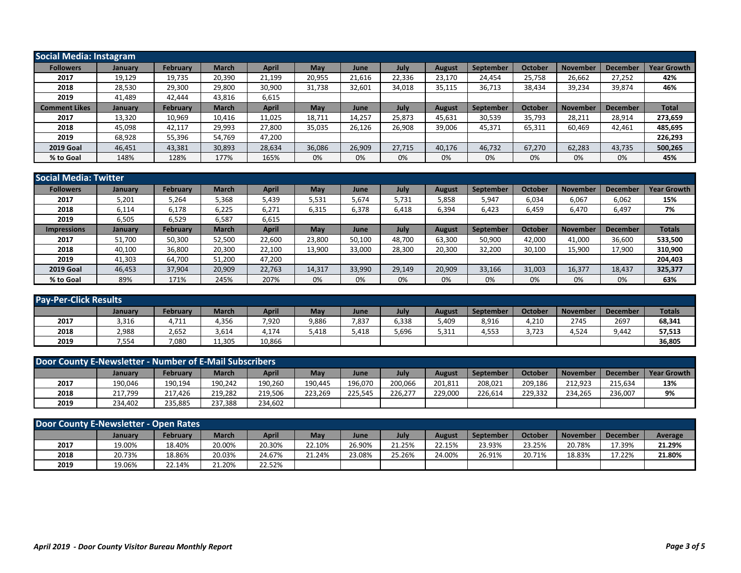## Social Media: Instagram

| Followers | January | February | March | April | May | June | July | August | September | October | November | December | Year Growth |
|---|---|---|---|---|---|---|---|---|---|---|---|---|---|
| 2017 | 19,129 | 19,735 | 20,390 | 21,199 | 20,955 | 21,616 | 22,336 | 23,170 | 24,454 | 25,758 | 26,662 | 27,252 | 42% |
| 2018 | 28,530 | 29,300 | 29,800 | 30,900 | 31,738 | 32,601 | 34,018 | 35,115 | 36,713 | 38,434 | 39,234 | 39,874 | 46% |
| 2019 | 41,489 | 42,444 | 43,816 | 6,615 | | | | | | | | | |
| **Comment Likes** | **January** | **February** | **March** | **April** | **May** | **June** | **July** | **August** | **September** | **October** | **November** | **December** | **Total** |
| 2017 | 13,320 | 10,969 | 10,416 | 11,025 | 18,711 | 14,257 | 25,873 | 45,631 | 30,539 | 35,793 | 28,211 | 28,914 | 273,659 |
| 2018 | 45,098 | 42,117 | 29,993 | 27,800 | 35,035 | 26,126 | 26,908 | 39,006 | 45,371 | 65,311 | 60,469 | 42,461 | 485,695 |
| 2019 | 68,928 | 55,396 | 54,769 | 47,200 | | | | | | | | | 226,293 |
| 2019 Goal | 46,451 | 43,381 | 30,893 | 28,634 | 36,086 | 26,909 | 27,715 | 40,176 | 46,732 | 67,270 | 62,283 | 43,735 | 500,265 |
| % to Goal | 148% | 128% | 177% | 165% | 0% | 0% | 0% | 0% | 0% | 0% | 0% | 0% | 45% |

## Social Media: Twitter

| Followers | January | February | March | April | May | June | July | August | September | October | November | December | Year Growth |
|---|---|---|---|---|---|---|---|---|---|---|---|---|---|
| 2017 | 5,201 | 5,264 | 5,368 | 5,439 | 5,531 | 5,674 | 5,731 | 5,858 | 5,947 | 6,034 | 6,067 | 6,062 | 15% |
| 2018 | 6,114 | 6,178 | 6,225 | 6,271 | 6,315 | 6,378 | 6,418 | 6,394 | 6,423 | 6,459 | 6,470 | 6,497 | 7% |
| 2019 | 6,505 | 6,529 | 6,587 | 6,615 | | | | | | | | | |
| **Impressions** | **January** | **February** | **March** | **April** | **May** | **June** | **July** | **August** | **September** | **October** | **November** | **December** | **Totals** |
| 2017 | 51,700 | 50,300 | 52,500 | 22,600 | 23,800 | 50,100 | 48,700 | 63,300 | 50,900 | 42,000 | 41,000 | 36,600 | 533,500 |
| 2018 | 40,100 | 36,800 | 20,300 | 22,100 | 13,900 | 33,000 | 28,300 | 20,300 | 32,200 | 30,100 | 15,900 | 17,900 | 310,900 |
| 2019 | 41,303 | 64,700 | 51,200 | 47,200 | | | | | | | | | 204,403 |
| 2019 Goal | 46,453 | 37,904 | 20,909 | 22,763 | 14,317 | 33,990 | 29,149 | 20,909 | 33,166 | 31,003 | 16,377 | 18,437 | 325,377 |
| % to Goal | 89% | 171% | 245% | 207% | 0% | 0% | 0% | 0% | 0% | 0% | 0% | 0% | 63% |

## Pay-Per-Click Results

| | January | February | March | April | May | June | July | August | September | October | November | December | Totals |
|---|---|---|---|---|---|---|---|---|---|---|---|---|---|
| 2017 | 3,316 | 4,711 | 4,356 | 7,920 | 9,886 | 7,837 | 6,338 | 5,409 | 8,916 | 4,210 | 2745 | 2697 | 68,341 |
| 2018 | 2,988 | 2,652 | 3,614 | 4,174 | 5,418 | 5,418 | 5,696 | 5,311 | 4,553 | 3,723 | 4,524 | 9,442 | 57,513 |
| 2019 | 7,554 | 7,080 | 11,305 | 10,866 | | | | | | | | | 36,805 |

## Door County E-Newsletter - Number of E-Mail Subscribers

| | January | February | March | April | May | June | July | August | September | October | November | December | Year Growth |
|---|---|---|---|---|---|---|---|---|---|---|---|---|---|
| 2017 | 190,046 | 190,194 | 190,242 | 190,260 | 190,445 | 196,070 | 200,066 | 201,811 | 208,021 | 209,186 | 212,923 | 215,634 | 13% |
| 2018 | 217,799 | 217,426 | 219,282 | 219,506 | 223,269 | 225,545 | 226,277 | 229,000 | 226,614 | 229,332 | 234,265 | 236,007 | 9% |
| 2019 | 234,402 | 235,885 | 237,388 | 234,602 | | | | | | | | | |

## Door County E-Newsletter - Open Rates

| | January | February | March | April | May | June | July | August | September | October | November | December | Average |
|---|---|---|---|---|---|---|---|---|---|---|---|---|---|
| 2017 | 19.00% | 18.40% | 20.00% | 20.30% | 22.10% | 26.90% | 21.25% | 22.15% | 23.93% | 23.25% | 20.78% | 17.39% | 21.29% |
| 2018 | 20.73% | 18.86% | 20.03% | 24.67% | 21.24% | 23.08% | 25.26% | 24.00% | 26.91% | 20.71% | 18.83% | 17.22% | 21.80% |
| 2019 | 19.06% | 22.14% | 21.20% | 22.52% | | | | | | | | | |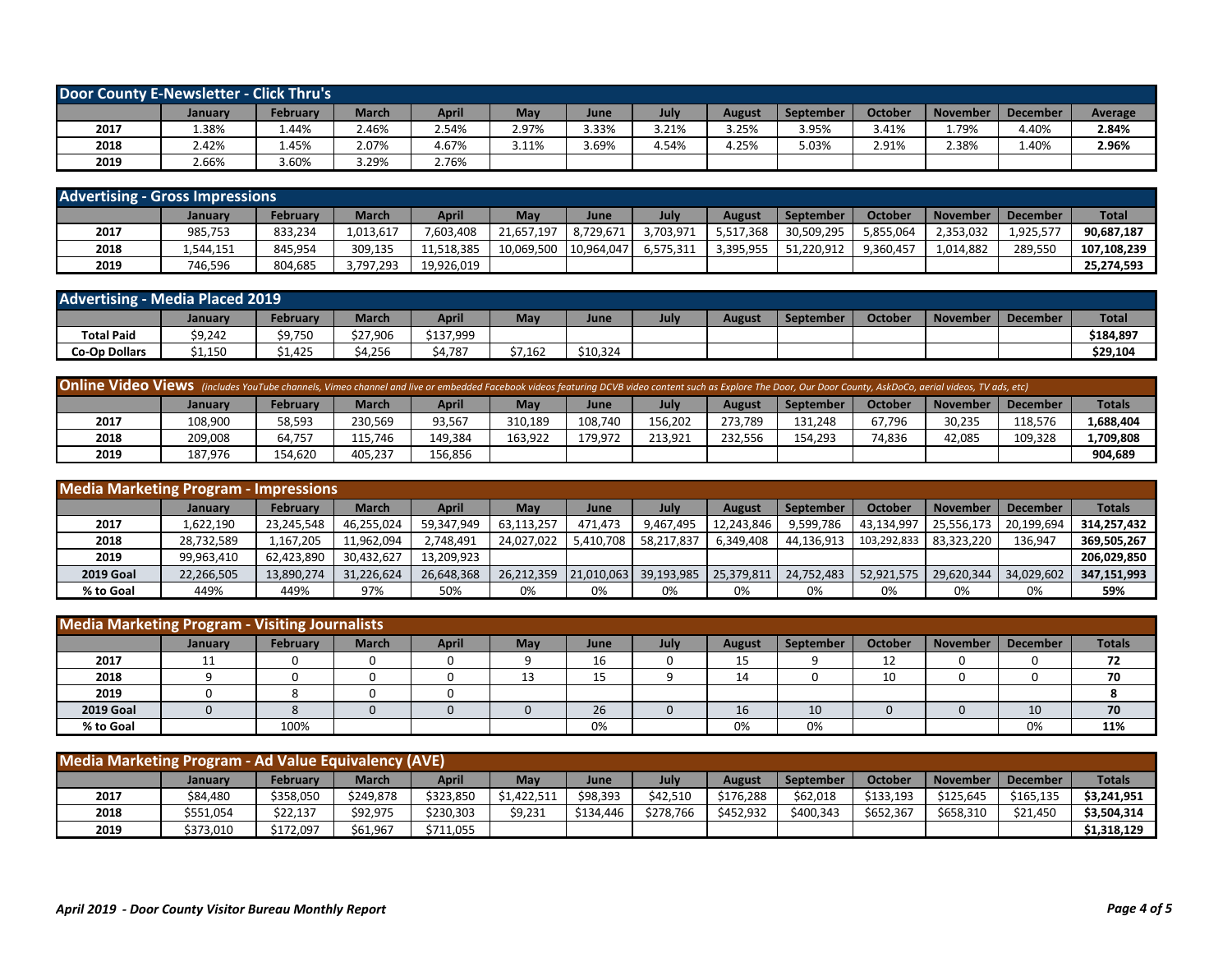## Door County E-Newsletter - Click Thru's

| | January | February | March | April | May | June | July | August | September | October | November | December | Average |
|---|---|---|---|---|---|---|---|---|---|---|---|---|---|
| 2017 | 1.38% | 1.44% | 2.46% | 2.54% | 2.97% | 3.33% | 3.21% | 3.25% | 3.95% | 3.41% | 1.79% | 4.40% | **2.84%** |
| 2018 | 2.42% | 1.45% | 2.07% | 4.67% | 3.11% | 3.69% | 4.54% | 4.25% | 5.03% | 2.91% | 2.38% | 1.40% | **2.96%** |
| 2019 | 2.66% | 3.60% | 3.29% | 2.76% | | | | | | | | | |

## Advertising - Gross Impressions

| | January | February | March | April | May | June | July | August | September | October | November | December | Total |
|---|---|---|---|---|---|---|---|---|---|---|---|---|---|
| 2017 | 985,753 | 833,234 | 1,013,617 | 7,603,408 | 21,657,197 | 8,729,671 | 3,703,971 | 5,517,368 | 30,509,295 | 5,855,064 | 2,353,032 | 1,925,577 | **90,687,187** |
| 2018 | 1,544,151 | 845,954 | 309,135 | 11,518,385 | 10,069,500 | 10,964,047 | 6,575,311 | 3,395,955 | 51,220,912 | 9,360,457 | 1,014,882 | 289,550 | **107,108,239** |
| 2019 | 746,596 | 804,685 | 3,797,293 | 19,926,019 | | | | | | | | | **25,274,593** |

## Advertising - Media Placed 2019

| | January | February | March | April | May | June | July | August | September | October | November | December | Total |
|---|---|---|---|---|---|---|---|---|---|---|---|---|---|
| **Total Paid** | $9,242 | $9,750 | $27,906 | $137,999 | | | | | | | | | **$184,897** |
| **Co-Op Dollars** | $1,150 | $1,425 | $4,256 | $4,787 | $7,162 | $10,324 | | | | | | | **$29,104** |

## Online Video Views

*(includes YouTube channels, Vimeo channel and live or embedded Facebook videos featuring DCVB video content such as Explore The Door, Our Door County, AskDoCo, aerial videos, TV ads, etc)*

| | January | February | March | April | May | June | July | August | September | October | November | December | Totals |
|---|---|---|---|---|---|---|---|---|---|---|---|---|---|
| 2017 | 108,900 | 58,593 | 230,569 | 93,567 | 310,189 | 108,740 | 156,202 | 273,789 | 131,248 | 67,796 | 30,235 | 118,576 | **1,688,404** |
| 2018 | 209,008 | 64,757 | 115,746 | 149,384 | 163,922 | 179,972 | 213,921 | 232,556 | 154,293 | 74,836 | 42,085 | 109,328 | **1,709,808** |
| 2019 | 187,976 | 154,620 | 405,237 | 156,856 | | | | | | | | | **904,689** |

## Media Marketing Program - Impressions

| | January | February | March | April | May | June | July | August | September | October | November | December | Totals |
|---|---|---|---|---|---|---|---|---|---|---|---|---|---|
| 2017 | 1,622,190 | 23,245,548 | 46,255,024 | 59,347,949 | 63,113,257 | 471,473 | 9,467,495 | 12,243,846 | 9,599,786 | 43,134,997 | 25,556,173 | 20,199,694 | **314,257,432** |
| 2018 | 28,732,589 | 1,167,205 | 11,962,094 | 2,748,491 | 24,027,022 | 5,410,708 | 58,217,837 | 6,349,408 | 44,136,913 | 103,292,833 | 83,323,220 | 136,947 | **369,505,267** |
| 2019 | 99,963,410 | 62,423,890 | 30,432,627 | 13,209,923 | | | | | | | | | **206,029,850** |
| **2019 Goal** | 22,266,505 | 13,890,274 | 31,226,624 | 26,648,368 | 26,212,359 | 21,010,063 | 39,193,985 | 25,379,811 | 24,752,483 | 52,921,575 | 29,620,344 | 34,029,602 | **347,151,993** |
| **% to Goal** | 449% | 449% | 97% | 50% | 0% | 0% | 0% | 0% | 0% | 0% | 0% | 0% | **59%** |

## Media Marketing Program - Visiting Journalists

| | January | February | March | April | May | June | July | August | September | October | November | December | Totals |
|---|---|---|---|---|---|---|---|---|---|---|---|---|---|
| 2017 | 11 | 0 | 0 | 0 | 9 | 16 | 0 | 15 | 9 | 12 | 0 | 0 | **72** |
| 2018 | 9 | 0 | 0 | 0 | 13 | 15 | 9 | 14 | 0 | 10 | 0 | 0 | **70** |
| 2019 | 0 | 8 | 0 | 0 | | | | | | | | | **8** |
| **2019 Goal** | 0 | 8 | 0 | 0 | 0 | 26 | 0 | 16 | 10 | 0 | 0 | 10 | **70** |
| **% to Goal** | | 100% | | | | 0% | | 0% | 0% | | | 0% | **11%** |

## Media Marketing Program - Ad Value Equivalency (AVE)

| | January | February | March | April | May | June | July | August | September | October | November | December | Totals |
|---|---|---|---|---|---|---|---|---|---|---|---|---|---|
| 2017 | $84,480 | $358,050 | $249,878 | $323,850 | $1,422,511 | $98,393 | $42,510 | $176,288 | $62,018 | $133,193 | $125,645 | $165,135 | **$3,241,951** |
| 2018 | $551,054 | $22,137 | $92,975 | $230,303 | $9,231 | $134,446 | $278,766 | $452,932 | $400,343 | $652,367 | $658,310 | $21,450 | **$3,504,314** |
| 2019 | $373,010 | $172,097 | $61,967 | $711,055 | | | | | | | | | **$1,318,129** |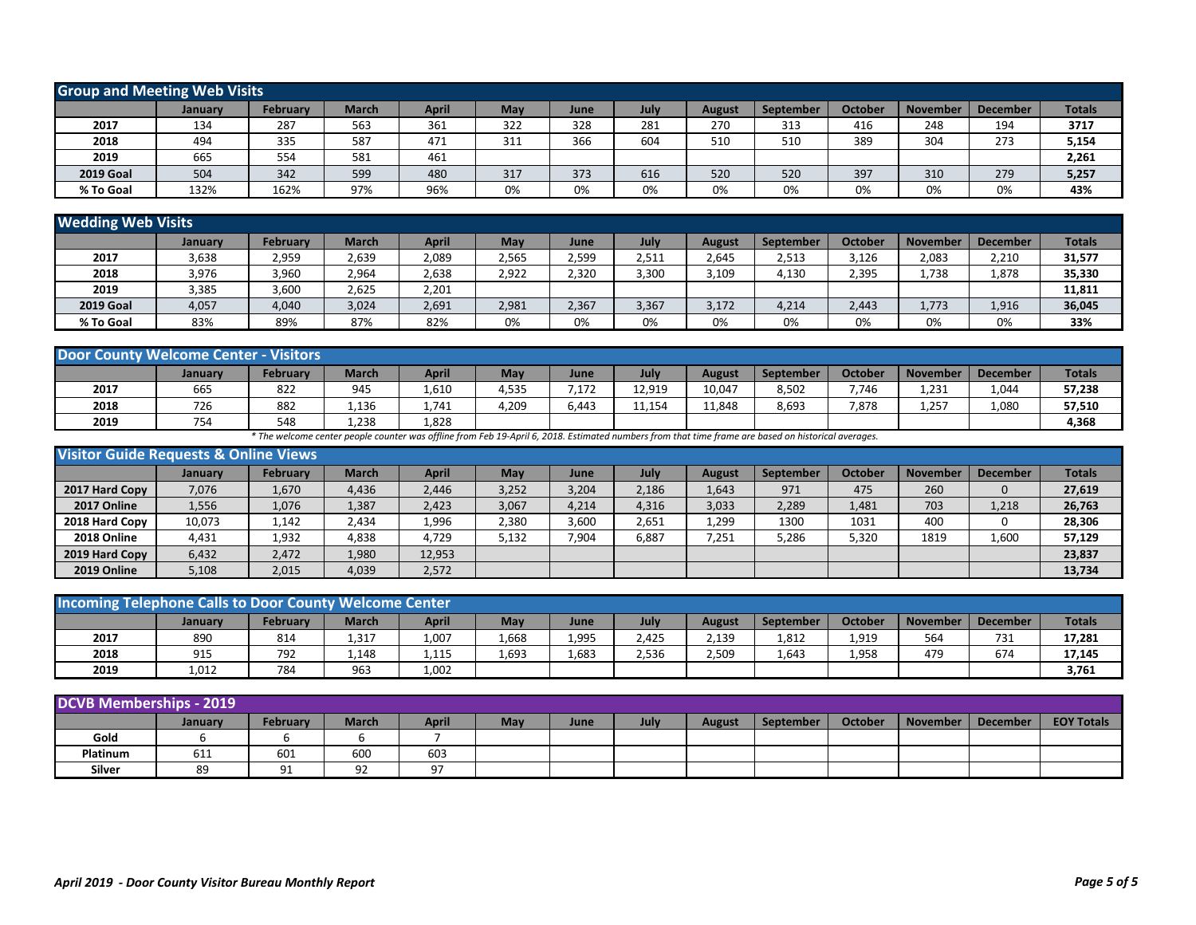## Group and Meeting Web Visits

| | January | February | March | April | May | June | July | August | September | October | November | December | Totals |
|---|---|---|---|---|---|---|---|---|---|---|---|---|---|
| **2017** | 134 | 287 | 563 | 361 | 322 | 328 | 281 | 270 | 313 | 416 | 248 | 194 | **3717** |
| **2018** | 494 | 335 | 587 | 471 | 311 | 366 | 604 | 510 | 510 | 389 | 304 | 273 | **5,154** |
| **2019** | 665 | 554 | 581 | 461 | | | | | | | | | **2,261** |
| **2019 Goal** | 504 | 342 | 599 | 480 | 317 | 373 | 616 | 520 | 520 | 397 | 310 | 279 | **5,257** |
| **% To Goal** | 132% | 162% | 97% | 96% | 0% | 0% | 0% | 0% | 0% | 0% | 0% | 0% | **43%** |

## Wedding Web Visits

| | January | February | March | April | May | June | July | August | September | October | November | December | Totals |
|---|---|---|---|---|---|---|---|---|---|---|---|---|---|
| **2017** | 3,638 | 2,959 | 2,639 | 2,089 | 2,565 | 2,599 | 2,511 | 2,645 | 2,513 | 3,126 | 2,083 | 2,210 | **31,577** |
| **2018** | 3,976 | 3,960 | 2,964 | 2,638 | 2,922 | 2,320 | 3,300 | 3,109 | 4,130 | 2,395 | 1,738 | 1,878 | **35,330** |
| **2019** | 3,385 | 3,600 | 2,625 | 2,201 | | | | | | | | | **11,811** |
| **2019 Goal** | 4,057 | 4,040 | 3,024 | 2,691 | 2,981 | 2,367 | 3,367 | 3,172 | 4,214 | 2,443 | 1,773 | 1,916 | **36,045** |
| **% To Goal** | 83% | 89% | 87% | 82% | 0% | 0% | 0% | 0% | 0% | 0% | 0% | 0% | **33%** |

## Door County Welcome Center - Visitors

| | January | February | March | April | May | June | July | August | September | October | November | December | Totals |
|---|---|---|---|---|---|---|---|---|---|---|---|---|---|
| **2017** | 665 | 822 | 945 | 1,610 | 4,535 | 7,172 | 12,919 | 10,047 | 8,502 | 7,746 | 1,231 | 1,044 | **57,238** |
| **2018** | 726 | 882 | 1,136 | 1,741 | 4,209 | 6,443 | 11,154 | 11,848 | 8,693 | 7,878 | 1,257 | 1,080 | **57,510** |
| **2019** | 754 | 548 | 1,238 | 1,828 | | | | | | | | | **4,368** |

*\* The welcome center people counter was offline from Feb 19-April 6, 2018. Estimated numbers from that time frame are based on historical averages.*

## Visitor Guide Requests & Online Views

| | January | February | March | April | May | June | July | August | September | October | November | December | Totals |
|---|---|---|---|---|---|---|---|---|---|---|---|---|---|
| **2017 Hard Copy** | 7,076 | 1,670 | 4,436 | 2,446 | 3,252 | 3,204 | 2,186 | 1,643 | 971 | 475 | 260 | 0 | **27,619** |
| **2017 Online** | 1,556 | 1,076 | 1,387 | 2,423 | 3,067 | 4,214 | 4,316 | 3,033 | 2,289 | 1,481 | 703 | 1,218 | **26,763** |
| **2018 Hard Copy** | 10,073 | 1,142 | 2,434 | 1,996 | 2,380 | 3,600 | 2,651 | 1,299 | 1300 | 1031 | 400 | 0 | **28,306** |
| **2018 Online** | 4,431 | 1,932 | 4,838 | 4,729 | 5,132 | 7,904 | 6,887 | 7,251 | 5,286 | 5,320 | 1819 | 1,600 | **57,129** |
| **2019 Hard Copy** | 6,432 | 2,472 | 1,980 | 12,953 | | | | | | | | | **23,837** |
| **2019 Online** | 5,108 | 2,015 | 4,039 | 2,572 | | | | | | | | | **13,734** |

## Incoming Telephone Calls to Door County Welcome Center

| | January | February | March | April | May | June | July | August | September | October | November | December | Totals |
|---|---|---|---|---|---|---|---|---|---|---|---|---|---|
| **2017** | 890 | 814 | 1,317 | 1,007 | 1,668 | 1,995 | 2,425 | 2,139 | 1,812 | 1,919 | 564 | 731 | **17,281** |
| **2018** | 915 | 792 | 1,148 | 1,115 | 1,693 | 1,683 | 2,536 | 2,509 | 1,643 | 1,958 | 479 | 674 | **17,145** |
| **2019** | 1,012 | 784 | 963 | 1,002 | | | | | | | | | **3,761** |

## DCVB Memberships - 2019

| | January | February | March | April | May | June | July | August | September | October | November | December | EOY Totals |
|---|---|---|---|---|---|---|---|---|---|---|---|---|---|
| **Gold** | 6 | 6 | 6 | 7 | | | | | | | | | |
| **Platinum** | 611 | 601 | 600 | 603 | | | | | | | | | |
| **Silver** | 89 | 91 | 92 | 97 | | | | | | | | | |

*April 2019 - Door County Visitor Bureau Monthly Report*